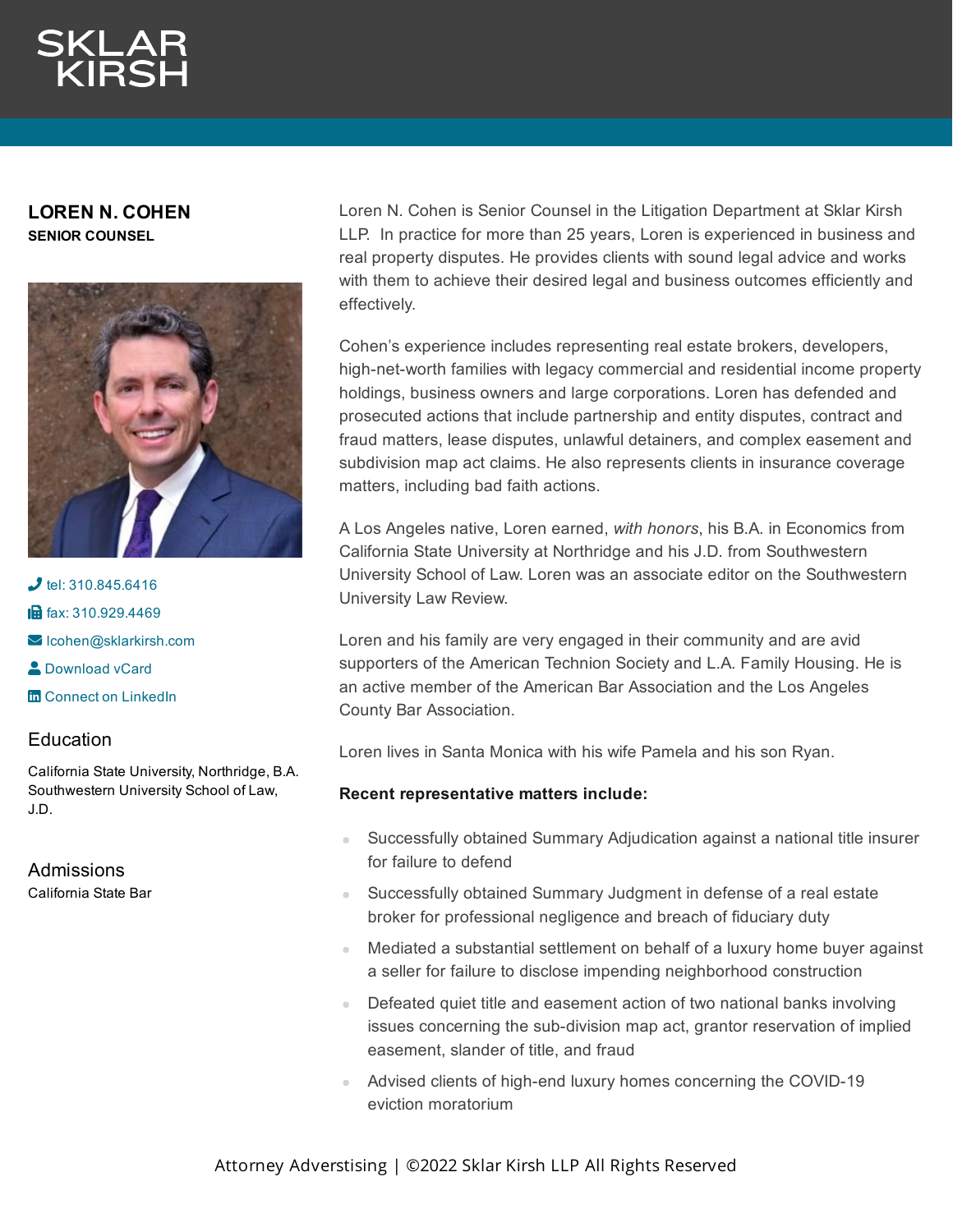SKLAR KIRSH

# LOREN N. COHEN

**SENIOR COUNSEL**

tel: 310.845.6416

fax: 310.929.4469

lcohen@sklarkirsh.com

Download vCard

Connect on LinkedIn

## Education

California State University, Northridge, B.A.
Southwestern University School of Law, J.D.

## Admissions

California State Bar

Loren N. Cohen is Senior Counsel in the Litigation Department at Sklar Kirsh LLP. In practice for more than 25 years, Loren is experienced in business and real property disputes. He provides clients with sound legal advice and works with them to achieve their desired legal and business outcomes efficiently and effectively.

Cohen's experience includes representing real estate brokers, developers, high-net-worth families with legacy commercial and residential income property holdings, business owners and large corporations. Loren has defended and prosecuted actions that include partnership and entity disputes, contract and fraud matters, lease disputes, unlawful detainers, and complex easement and subdivision map act claims. He also represents clients in insurance coverage matters, including bad faith actions.

A Los Angeles native, Loren earned, *with honors*, his B.A. in Economics from California State University at Northridge and his J.D. from Southwestern University School of Law. Loren was an associate editor on the Southwestern University Law Review.

Loren and his family are very engaged in their community and are avid supporters of the American Technion Society and L.A. Family Housing. He is an active member of the American Bar Association and the Los Angeles County Bar Association.

Loren lives in Santa Monica with his wife Pamela and his son Ryan.

**Recent representative matters include:**

- Successfully obtained Summary Adjudication against a national title insurer for failure to defend
- Successfully obtained Summary Judgment in defense of a real estate broker for professional negligence and breach of fiduciary duty
- Mediated a substantial settlement on behalf of a luxury home buyer against a seller for failure to disclose impending neighborhood construction
- Defeated quiet title and easement action of two national banks involving issues concerning the sub-division map act, grantor reservation of implied easement, slander of title, and fraud
- Advised clients of high-end luxury homes concerning the COVID-19 eviction moratorium

Attorney Adverstising | ©2022 Sklar Kirsh LLP All Rights Reserved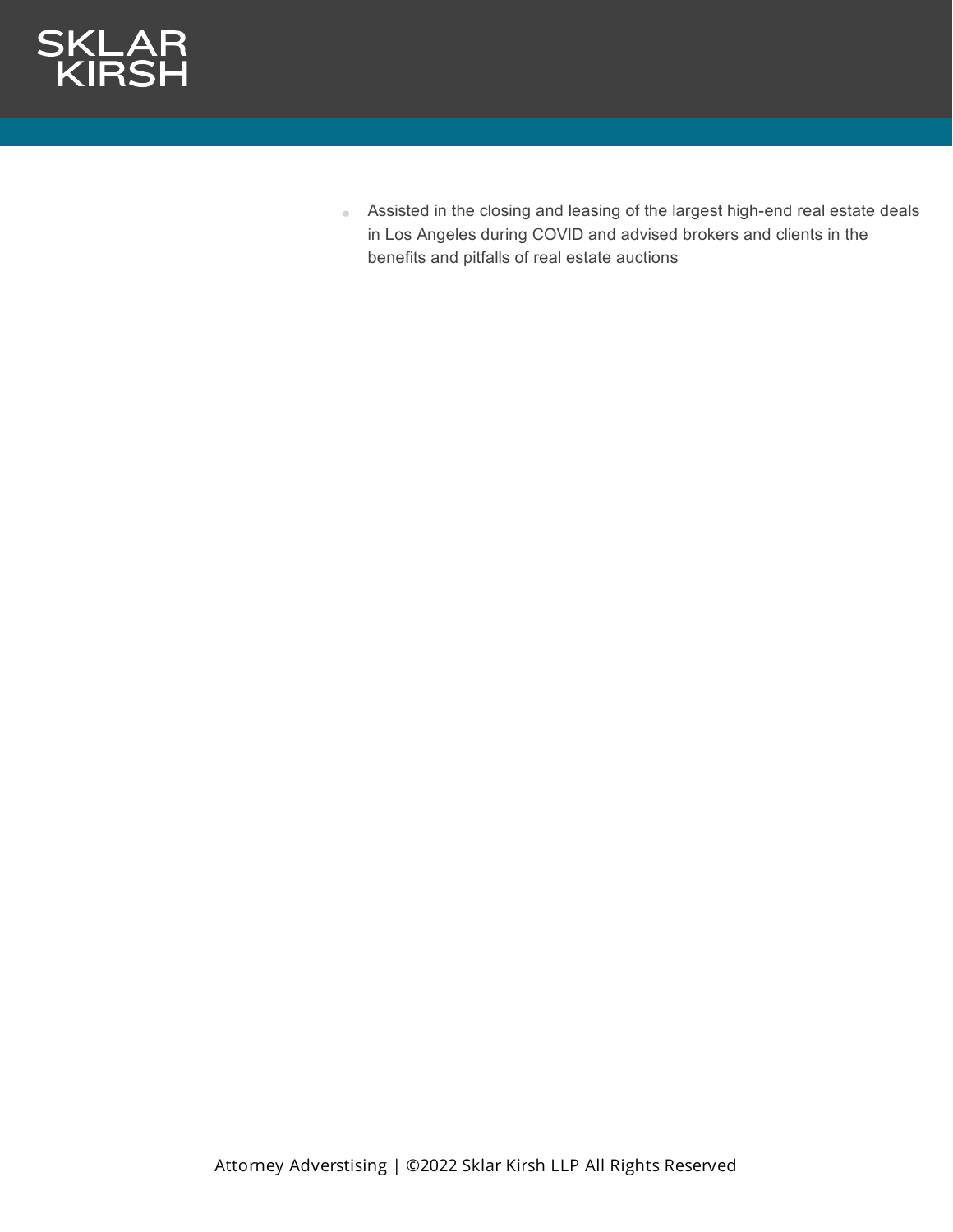- Assisted in the closing and leasing of the largest high-end real estate deals in Los Angeles during COVID and advised brokers and clients in the benefits and pitfalls of real estate auctions